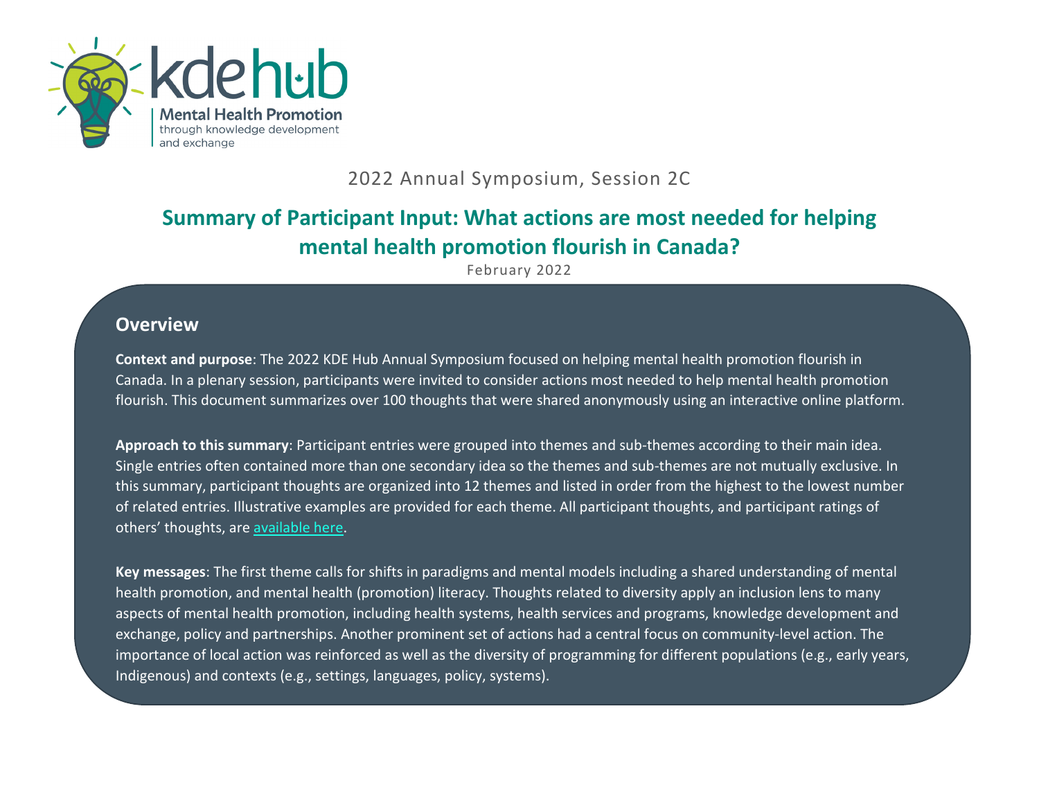kdehub
Mental Health Promotion
through knowledge development
and exchange

2022 Annual Symposium, Session 2C

# Summary of Participant Input: What actions are most needed for helping mental health promotion flourish in Canada?

February 2022

## Overview

**Context and purpose**: The 2022 KDE Hub Annual Symposium focused on helping mental health promotion flourish in Canada. In a plenary session, participants were invited to consider actions most needed to help mental health promotion flourish. This document summarizes over 100 thoughts that were shared anonymously using an interactive online platform.

**Approach to this summary**: Participant entries were grouped into themes and sub-themes according to their main idea. Single entries often contained more than one secondary idea so the themes and sub-themes are not mutually exclusive. In this summary, participant thoughts are organized into 12 themes and listed in order from the highest to the lowest number of related entries. Illustrative examples are provided for each theme. All participant thoughts, and participant ratings of others' thoughts, are available here.

**Key messages**: The first theme calls for shifts in paradigms and mental models including a shared understanding of mental health promotion, and mental health (promotion) literacy. Thoughts related to diversity apply an inclusion lens to many aspects of mental health promotion, including health systems, health services and programs, knowledge development and exchange, policy and partnerships. Another prominent set of actions had a central focus on community-level action. The importance of local action was reinforced as well as the diversity of programming for different populations (e.g., early years, Indigenous) and contexts (e.g., settings, languages, policy, systems).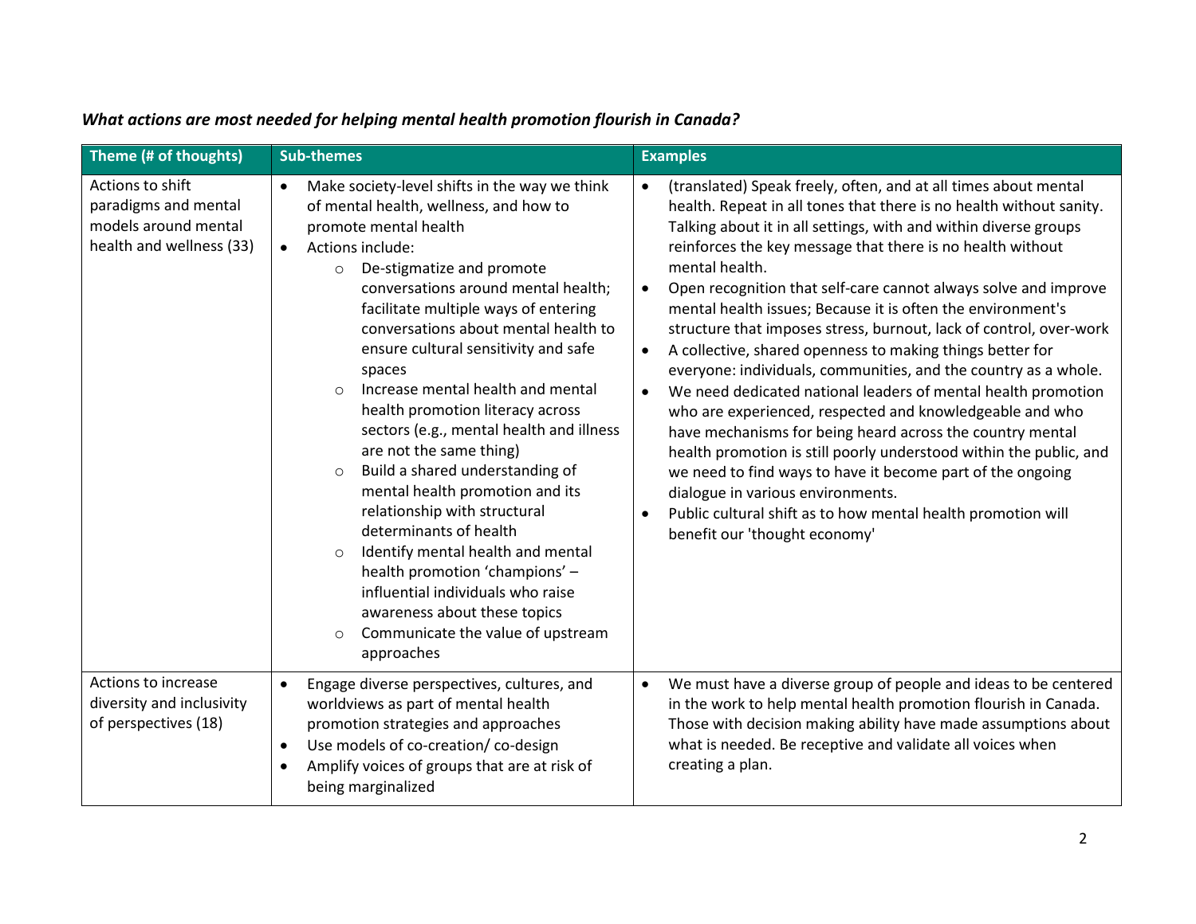***What actions are most needed for helping mental health promotion flourish in Canada?***

| Theme (# of thoughts) | Sub-themes | Examples |
|---|---|---|
| Actions to shift paradigms and mental models around mental health and wellness (33) | • Make society-level shifts in the way we think of mental health, wellness, and how to promote mental health<br>• Actions include:<br>  ○ De-stigmatize and promote conversations around mental health; facilitate multiple ways of entering conversations about mental health to ensure cultural sensitivity and safe spaces<br>  ○ Increase mental health and mental health promotion literacy across sectors (e.g., mental health and illness are not the same thing)<br>  ○ Build a shared understanding of mental health promotion and its relationship with structural determinants of health<br>  ○ Identify mental health and mental health promotion 'champions' – influential individuals who raise awareness about these topics<br>  ○ Communicate the value of upstream approaches | • (translated) Speak freely, often, and at all times about mental health. Repeat in all tones that there is no health without sanity. Talking about it in all settings, with and within diverse groups reinforces the key message that there is no health without mental health.<br>• Open recognition that self-care cannot always solve and improve mental health issues; Because it is often the environment's structure that imposes stress, burnout, lack of control, over-work<br>• A collective, shared openness to making things better for everyone: individuals, communities, and the country as a whole.<br>• We need dedicated national leaders of mental health promotion who are experienced, respected and knowledgeable and who have mechanisms for being heard across the country mental health promotion is still poorly understood within the public, and we need to find ways to have it become part of the ongoing dialogue in various environments.<br>• Public cultural shift as to how mental health promotion will benefit our 'thought economy' |
| Actions to increase diversity and inclusivity of perspectives (18) | • Engage diverse perspectives, cultures, and worldviews as part of mental health promotion strategies and approaches<br>• Use models of co-creation/ co-design<br>• Amplify voices of groups that are at risk of being marginalized | • We must have a diverse group of people and ideas to be centered in the work to help mental health promotion flourish in Canada. Those with decision making ability have made assumptions about what is needed. Be receptive and validate all voices when creating a plan. |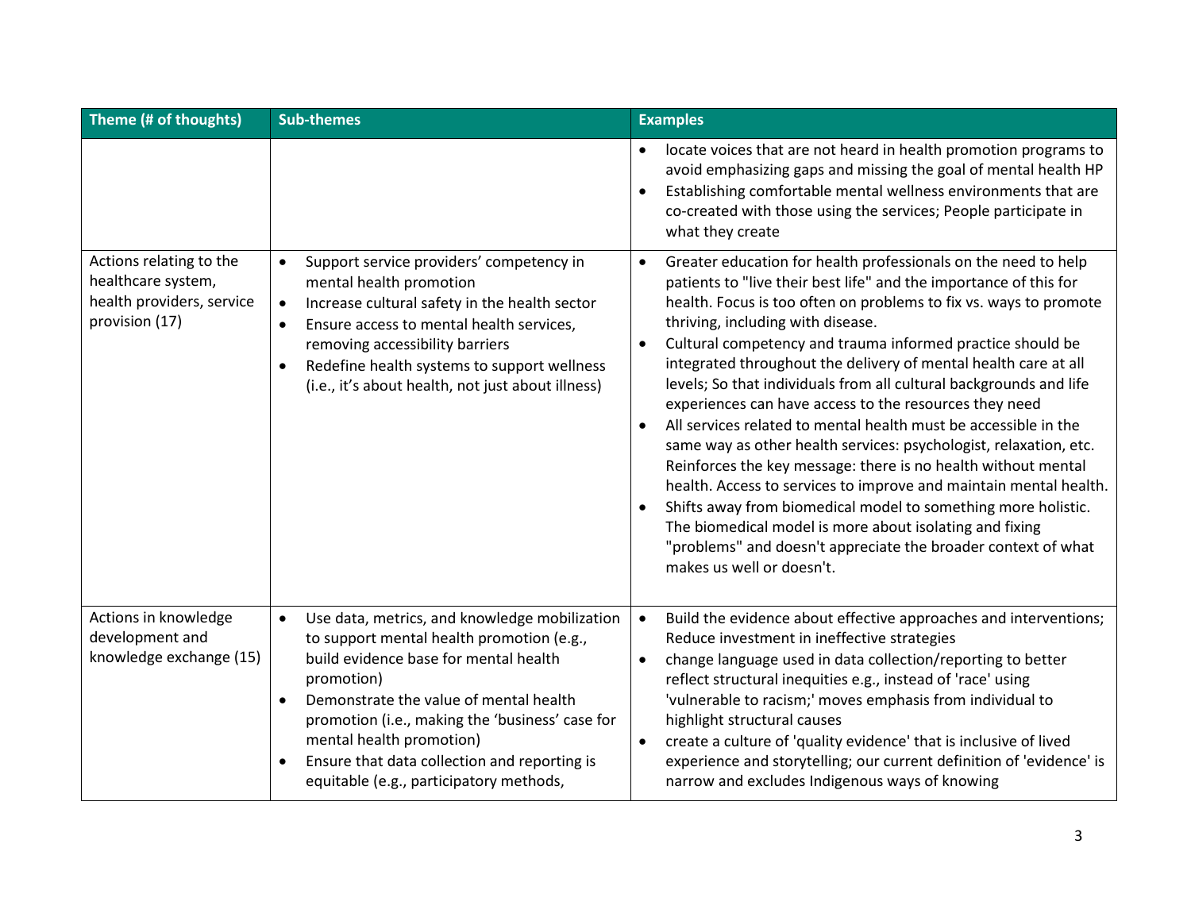| Theme (# of thoughts) | Sub-themes | Examples |
|---|---|---|
| | | • locate voices that are not heard in health promotion programs to avoid emphasizing gaps and missing the goal of mental health HP<br>• Establishing comfortable mental wellness environments that are co-created with those using the services; People participate in what they create |
| Actions relating to the healthcare system, health providers, service provision (17) | • Support service providers' competency in mental health promotion<br>• Increase cultural safety in the health sector<br>• Ensure access to mental health services, removing accessibility barriers<br>• Redefine health systems to support wellness (i.e., it's about health, not just about illness) | • Greater education for health professionals on the need to help patients to "live their best life" and the importance of this for health. Focus is too often on problems to fix vs. ways to promote thriving, including with disease.<br>• Cultural competency and trauma informed practice should be integrated throughout the delivery of mental health care at all levels; So that individuals from all cultural backgrounds and life experiences can have access to the resources they need<br>• All services related to mental health must be accessible in the same way as other health services: psychologist, relaxation, etc. Reinforces the key message: there is no health without mental health. Access to services to improve and maintain mental health.<br>• Shifts away from biomedical model to something more holistic. The biomedical model is more about isolating and fixing "problems" and doesn't appreciate the broader context of what makes us well or doesn't. |
| Actions in knowledge development and knowledge exchange (15) | • Use data, metrics, and knowledge mobilization to support mental health promotion (e.g., build evidence base for mental health promotion)<br>• Demonstrate the value of mental health promotion (i.e., making the 'business' case for mental health promotion)<br>• Ensure that data collection and reporting is equitable (e.g., participatory methods, | • Build the evidence about effective approaches and interventions; Reduce investment in ineffective strategies<br>• change language used in data collection/reporting to better reflect structural inequities e.g., instead of 'race' using 'vulnerable to racism;' moves emphasis from individual to highlight structural causes<br>• create a culture of 'quality evidence' that is inclusive of lived experience and storytelling; our current definition of 'evidence' is narrow and excludes Indigenous ways of knowing |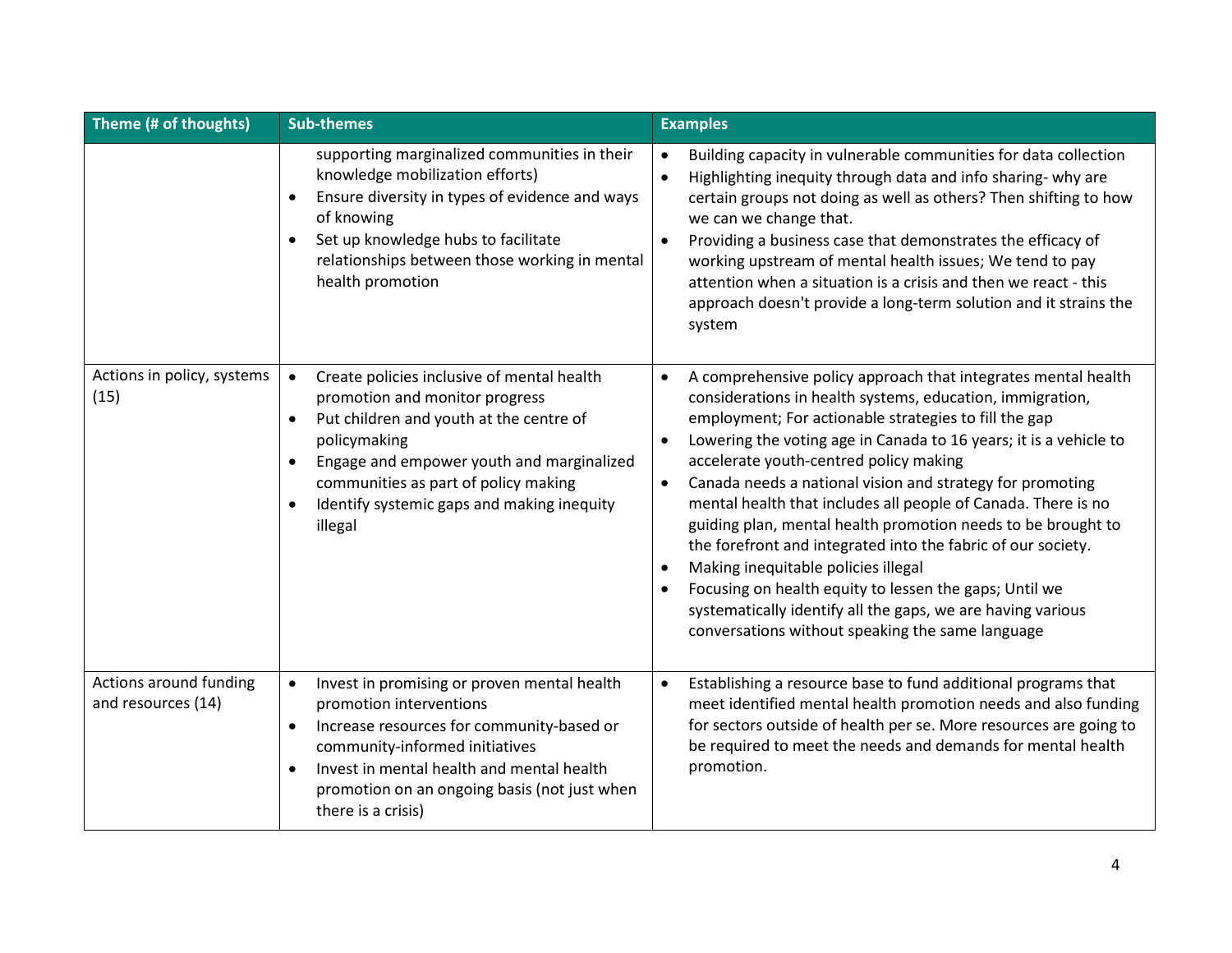| Theme (# of thoughts) | Sub-themes | Examples |
|---|---|---|
| | supporting marginalized communities in their knowledge mobilization efforts)<br>• Ensure diversity in types of evidence and ways of knowing<br>• Set up knowledge hubs to facilitate relationships between those working in mental health promotion | • Building capacity in vulnerable communities for data collection<br>• Highlighting inequity through data and info sharing- why are certain groups not doing as well as others? Then shifting to how we can we change that.<br>• Providing a business case that demonstrates the efficacy of working upstream of mental health issues; We tend to pay attention when a situation is a crisis and then we react - this approach doesn't provide a long-term solution and it strains the system |
| Actions in policy, systems (15) | • Create policies inclusive of mental health promotion and monitor progress<br>• Put children and youth at the centre of policymaking<br>• Engage and empower youth and marginalized communities as part of policy making<br>• Identify systemic gaps and making inequity illegal | • A comprehensive policy approach that integrates mental health considerations in health systems, education, immigration, employment; For actionable strategies to fill the gap<br>• Lowering the voting age in Canada to 16 years; it is a vehicle to accelerate youth-centred policy making<br>• Canada needs a national vision and strategy for promoting mental health that includes all people of Canada. There is no guiding plan, mental health promotion needs to be brought to the forefront and integrated into the fabric of our society.<br>• Making inequitable policies illegal<br>• Focusing on health equity to lessen the gaps; Until we systematically identify all the gaps, we are having various conversations without speaking the same language |
| Actions around funding and resources (14) | • Invest in promising or proven mental health promotion interventions<br>• Increase resources for community-based or community-informed initiatives<br>• Invest in mental health and mental health promotion on an ongoing basis (not just when there is a crisis) | • Establishing a resource base to fund additional programs that meet identified mental health promotion needs and also funding for sectors outside of health per se. More resources are going to be required to meet the needs and demands for mental health promotion. |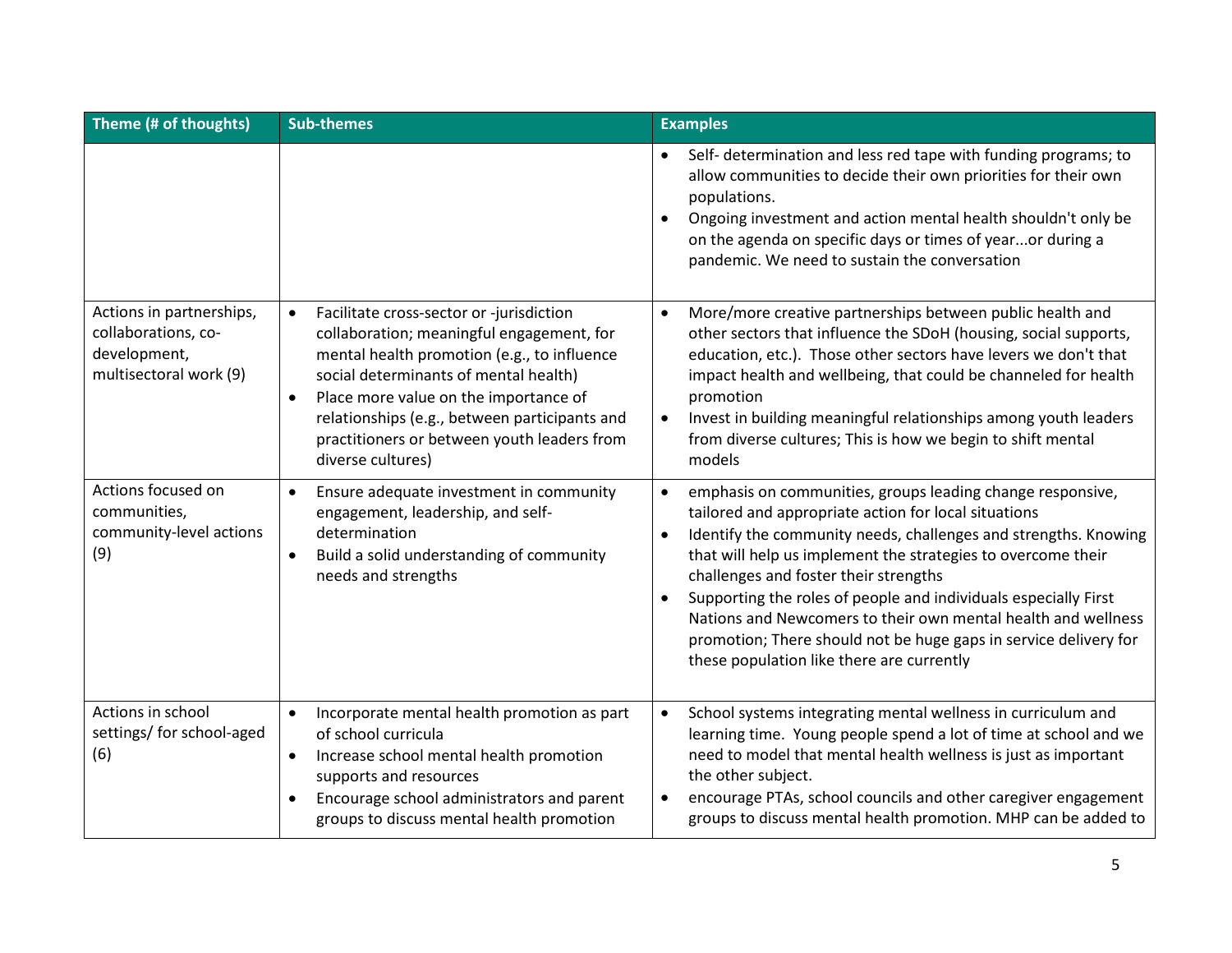| Theme (# of thoughts) | Sub-themes | Examples |
|---|---|---|
| | | • Self- determination and less red tape with funding programs; to allow communities to decide their own priorities for their own populations.<br>• Ongoing investment and action mental health shouldn't only be on the agenda on specific days or times of year...or during a pandemic. We need to sustain the conversation |
| Actions in partnerships, collaborations, co-development, multisectoral work (9) | • Facilitate cross-sector or -jurisdiction collaboration; meaningful engagement, for mental health promotion (e.g., to influence social determinants of mental health)<br>• Place more value on the importance of relationships (e.g., between participants and practitioners or between youth leaders from diverse cultures) | • More/more creative partnerships between public health and other sectors that influence the SDoH (housing, social supports, education, etc.). Those other sectors have levers we don't that impact health and wellbeing, that could be channeled for health promotion<br>• Invest in building meaningful relationships among youth leaders from diverse cultures; This is how we begin to shift mental models |
| Actions focused on communities, community-level actions (9) | • Ensure adequate investment in community engagement, leadership, and self-determination<br>• Build a solid understanding of community needs and strengths | • emphasis on communities, groups leading change responsive, tailored and appropriate action for local situations<br>• Identify the community needs, challenges and strengths. Knowing that will help us implement the strategies to overcome their challenges and foster their strengths<br>• Supporting the roles of people and individuals especially First Nations and Newcomers to their own mental health and wellness promotion; There should not be huge gaps in service delivery for these population like there are currently |
| Actions in school settings/ for school-aged (6) | • Incorporate mental health promotion as part of school curricula<br>• Increase school mental health promotion supports and resources<br>• Encourage school administrators and parent groups to discuss mental health promotion | • School systems integrating mental wellness in curriculum and learning time. Young people spend a lot of time at school and we need to model that mental health wellness is just as important the other subject.<br>• encourage PTAs, school councils and other caregiver engagement groups to discuss mental health promotion. MHP can be added to |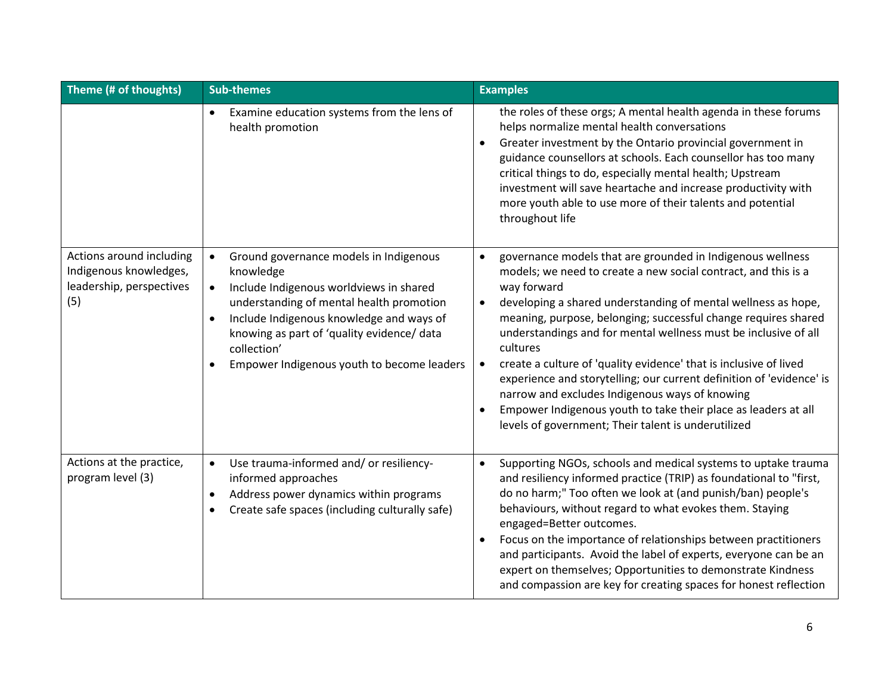| Theme (# of thoughts) | Sub-themes | Examples |
|---|---|---|
| | • Examine education systems from the lens of health promotion | the roles of these orgs; A mental health agenda in these forums helps normalize mental health conversations<br>• Greater investment by the Ontario provincial government in guidance counsellors at schools. Each counsellor has too many critical things to do, especially mental health; Upstream investment will save heartache and increase productivity with more youth able to use more of their talents and potential throughout life |
| Actions around including Indigenous knowledges, leadership, perspectives (5) | • Ground governance models in Indigenous knowledge<br>• Include Indigenous worldviews in shared understanding of mental health promotion<br>• Include Indigenous knowledge and ways of knowing as part of 'quality evidence/ data collection'<br>• Empower Indigenous youth to become leaders | • governance models that are grounded in Indigenous wellness models; we need to create a new social contract, and this is a way forward<br>• developing a shared understanding of mental wellness as hope, meaning, purpose, belonging; successful change requires shared understandings and for mental wellness must be inclusive of all cultures<br>• create a culture of 'quality evidence' that is inclusive of lived experience and storytelling; our current definition of 'evidence' is narrow and excludes Indigenous ways of knowing<br>• Empower Indigenous youth to take their place as leaders at all levels of government; Their talent is underutilized |
| Actions at the practice, program level (3) | • Use trauma-informed and/ or resiliency-informed approaches<br>• Address power dynamics within programs<br>• Create safe spaces (including culturally safe) | • Supporting NGOs, schools and medical systems to uptake trauma and resiliency informed practice (TRIP) as foundational to "first, do no harm;" Too often we look at (and punish/ban) people's behaviours, without regard to what evokes them. Staying engaged=Better outcomes.<br>• Focus on the importance of relationships between practitioners and participants. Avoid the label of experts, everyone can be an expert on themselves; Opportunities to demonstrate Kindness and compassion are key for creating spaces for honest reflection |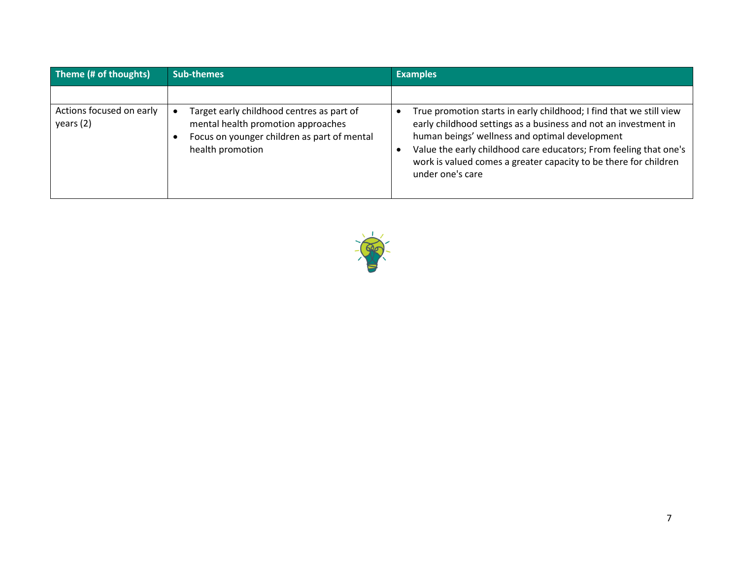| Theme (# of thoughts) | Sub-themes | Examples |
| --- | --- | --- |
| | | |
| Actions focused on early years (2) | • Target early childhood centres as part of mental health promotion approaches<br>• Focus on younger children as part of mental health promotion | • True promotion starts in early childhood; I find that we still view early childhood settings as a business and not an investment in human beings' wellness and optimal development<br>• Value the early childhood care educators; From feeling that one's work is valued comes a greater capacity to be there for children under one's care |